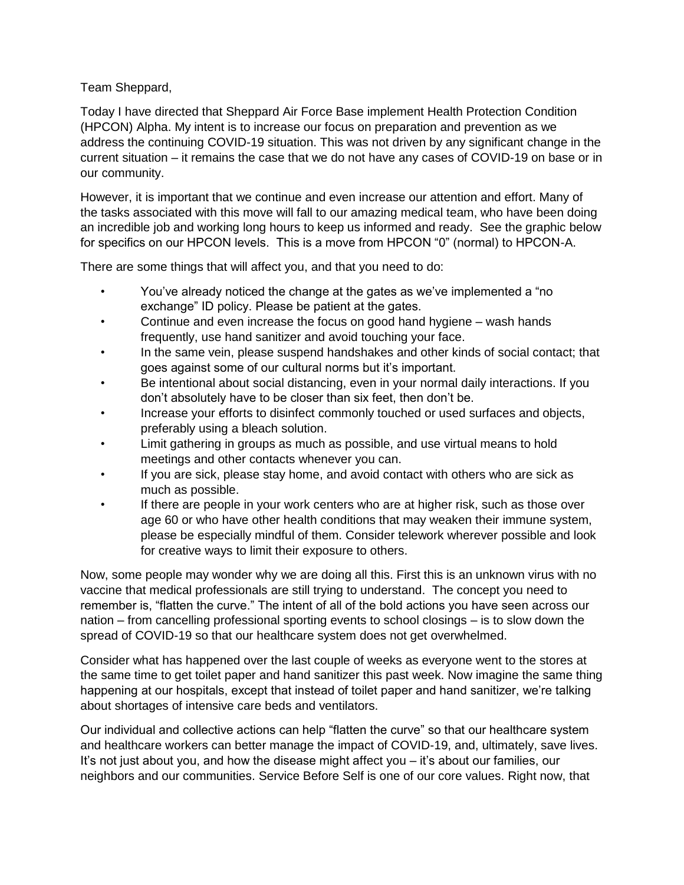Team Sheppard,

Today I have directed that Sheppard Air Force Base implement Health Protection Condition (HPCON) Alpha. My intent is to increase our focus on preparation and prevention as we address the continuing COVID-19 situation. This was not driven by any significant change in the current situation – it remains the case that we do not have any cases of COVID-19 on base or in our community.

However, it is important that we continue and even increase our attention and effort. Many of the tasks associated with this move will fall to our amazing medical team, who have been doing an incredible job and working long hours to keep us informed and ready. See the graphic below for specifics on our HPCON levels. This is a move from HPCON "0" (normal) to HPCON-A.

There are some things that will affect you, and that you need to do:

- You've already noticed the change at the gates as we've implemented a "no exchange" ID policy. Please be patient at the gates.
- Continue and even increase the focus on good hand hygiene – wash hands frequently, use hand sanitizer and avoid touching your face.
- In the same vein, please suspend handshakes and other kinds of social contact; that goes against some of our cultural norms but it's important.
- Be intentional about social distancing, even in your normal daily interactions. If you don't absolutely have to be closer than six feet, then don't be.
- Increase your efforts to disinfect commonly touched or used surfaces and objects, preferably using a bleach solution.
- Limit gathering in groups as much as possible, and use virtual means to hold meetings and other contacts whenever you can.
- If you are sick, please stay home, and avoid contact with others who are sick as much as possible.
- If there are people in your work centers who are at higher risk, such as those over age 60 or who have other health conditions that may weaken their immune system, please be especially mindful of them. Consider telework wherever possible and look for creative ways to limit their exposure to others.

Now, some people may wonder why we are doing all this. First this is an unknown virus with no vaccine that medical professionals are still trying to understand. The concept you need to remember is, "flatten the curve." The intent of all of the bold actions you have seen across our nation – from cancelling professional sporting events to school closings – is to slow down the spread of COVID-19 so that our healthcare system does not get overwhelmed.

Consider what has happened over the last couple of weeks as everyone went to the stores at the same time to get toilet paper and hand sanitizer this past week. Now imagine the same thing happening at our hospitals, except that instead of toilet paper and hand sanitizer, we're talking about shortages of intensive care beds and ventilators.

Our individual and collective actions can help "flatten the curve" so that our healthcare system and healthcare workers can better manage the impact of COVID-19, and, ultimately, save lives. It's not just about you, and how the disease might affect you – it's about our families, our neighbors and our communities. Service Before Self is one of our core values. Right now, that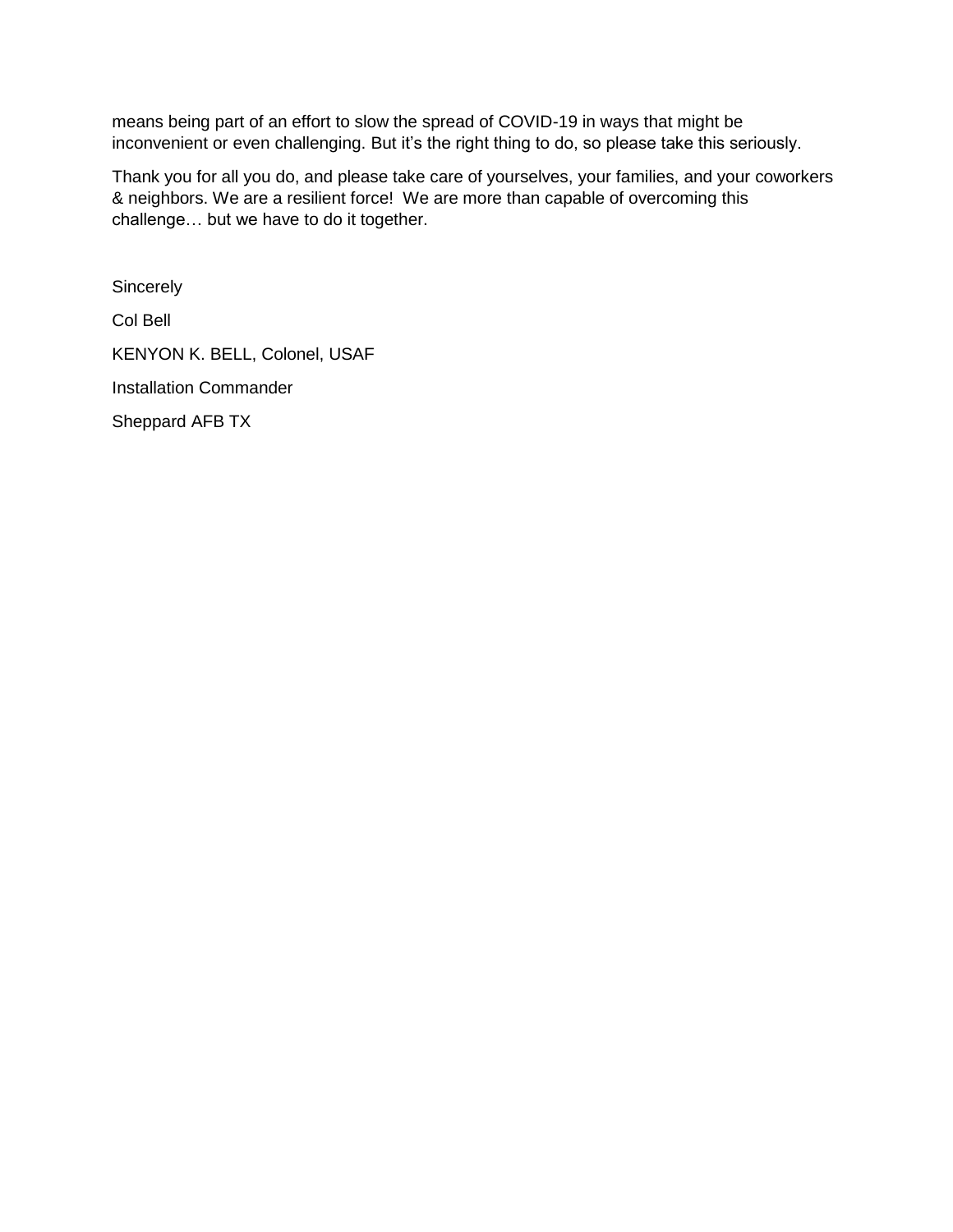means being part of an effort to slow the spread of COVID-19 in ways that might be inconvenient or even challenging. But it's the right thing to do, so please take this seriously.

Thank you for all you do, and please take care of yourselves, your families, and your coworkers & neighbors. We are a resilient force! We are more than capable of overcoming this challenge… but we have to do it together.

Sincerely

Col Bell

KENYON K. BELL, Colonel, USAF

Installation Commander

Sheppard AFB TX